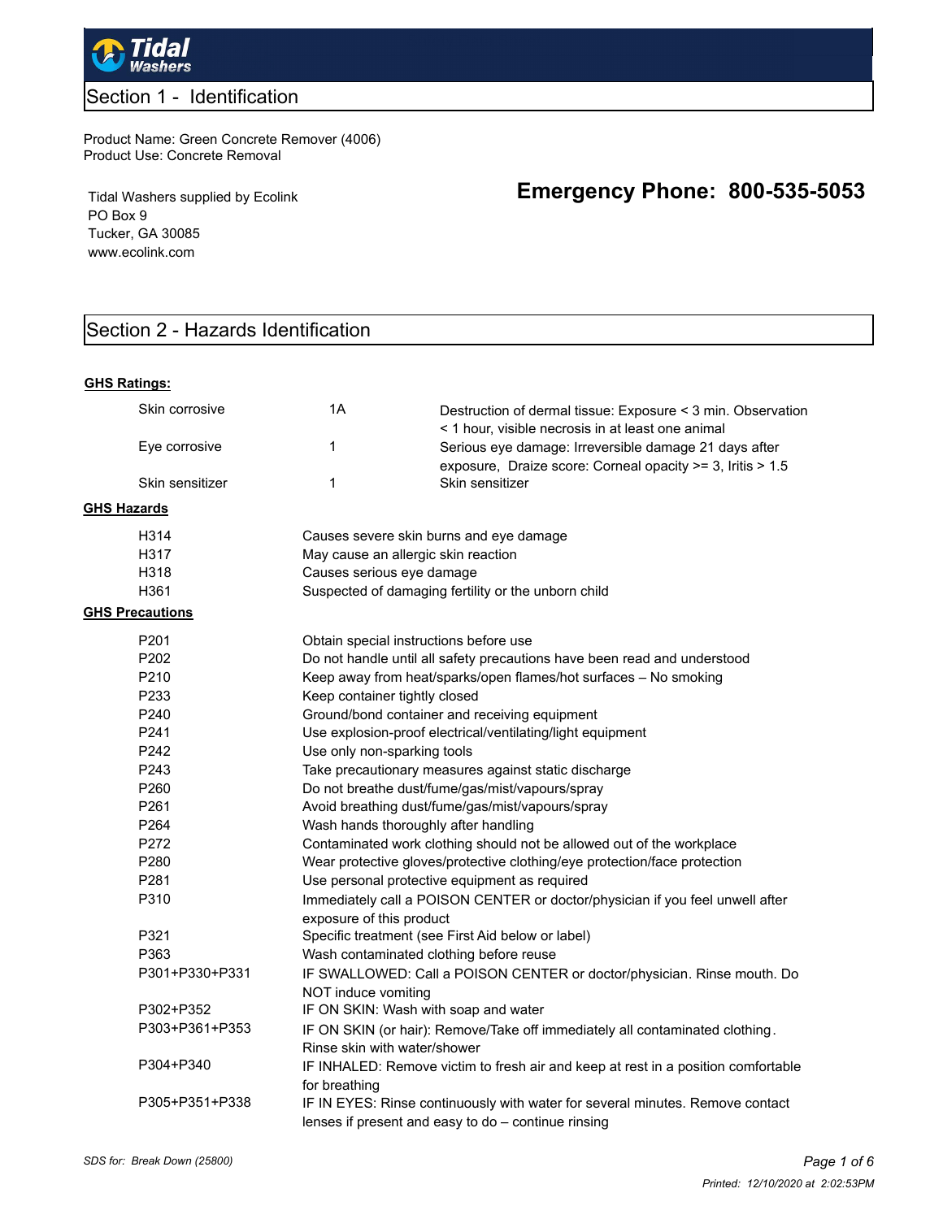Tidal Washers

## Section 1 - Identification

Product Name: Green Concrete Remover (4006)
Product Use: Concrete Removal

Tidal Washers supplied by Ecolink
PO Box 9
Tucker, GA 30085
www.ecolink.com

**Emergency Phone: 800-535-5053**

## Section 2 - Hazards Identification

**GHS Ratings:**

| | | |
|---|---|---|
| Skin corrosive | 1A | Destruction of dermal tissue: Exposure < 3 min. Observation < 1 hour, visible necrosis in at least one animal |
| Eye corrosive | 1 | Serious eye damage: Irreversible damage 21 days after exposure, Draize score: Corneal opacity >= 3, Iritis > 1.5 |
| Skin sensitizer | 1 | Skin sensitizer |

**GHS Hazards**

| | |
|---|---|
| H314 | Causes severe skin burns and eye damage |
| H317 | May cause an allergic skin reaction |
| H318 | Causes serious eye damage |
| H361 | Suspected of damaging fertility or the unborn child |

**GHS Precautions**

| | |
|---|---|
| P201 | Obtain special instructions before use |
| P202 | Do not handle until all safety precautions have been read and understood |
| P210 | Keep away from heat/sparks/open flames/hot surfaces – No smoking |
| P233 | Keep container tightly closed |
| P240 | Ground/bond container and receiving equipment |
| P241 | Use explosion-proof electrical/ventilating/light equipment |
| P242 | Use only non-sparking tools |
| P243 | Take precautionary measures against static discharge |
| P260 | Do not breathe dust/fume/gas/mist/vapours/spray |
| P261 | Avoid breathing dust/fume/gas/mist/vapours/spray |
| P264 | Wash hands thoroughly after handling |
| P272 | Contaminated work clothing should not be allowed out of the workplace |
| P280 | Wear protective gloves/protective clothing/eye protection/face protection |
| P281 | Use personal protective equipment as required |
| P310 | Immediately call a POISON CENTER or doctor/physician if you feel unwell after exposure of this product |
| P321 | Specific treatment (see First Aid below or label) |
| P363 | Wash contaminated clothing before reuse |
| P301+P330+P331 | IF SWALLOWED: Call a POISON CENTER or doctor/physician. Rinse mouth. Do NOT induce vomiting |
| P302+P352 | IF ON SKIN: Wash with soap and water |
| P303+P361+P353 | IF ON SKIN (or hair): Remove/Take off immediately all contaminated clothing. Rinse skin with water/shower |
| P304+P340 | IF INHALED: Remove victim to fresh air and keep at rest in a position comfortable for breathing |
| P305+P351+P338 | IF IN EYES: Rinse continuously with water for several minutes. Remove contact lenses if present and easy to do – continue rinsing |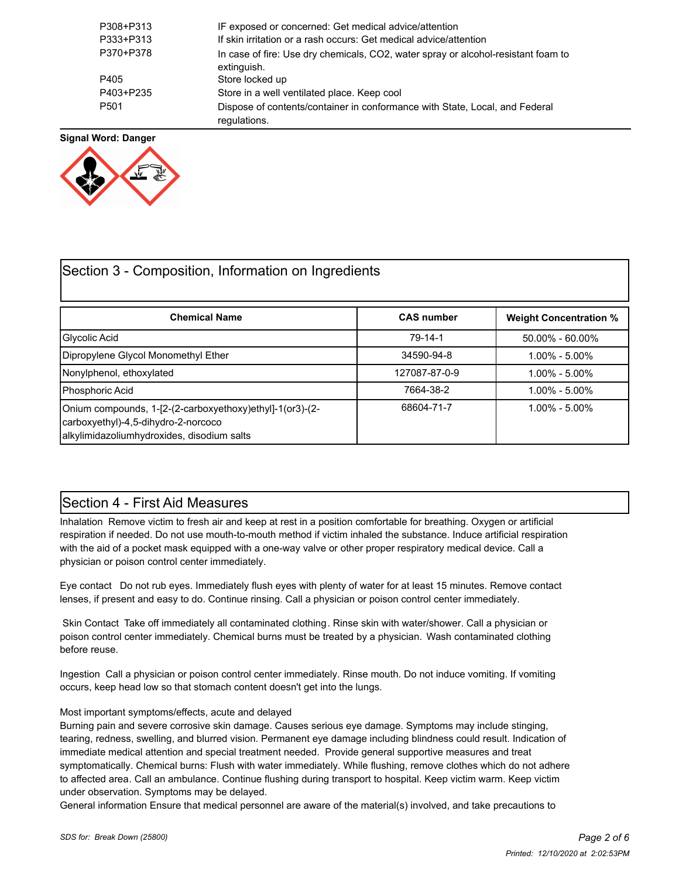| | |
|---|---|
| P308+P313 | IF exposed or concerned: Get medical advice/attention |
| P333+P313 | If skin irritation or a rash occurs: Get medical advice/attention |
| P370+P378 | In case of fire: Use dry chemicals, CO2, water spray or alcohol-resistant foam to extinguish. |
| P405 | Store locked up |
| P403+P235 | Store in a well ventilated place. Keep cool |
| P501 | Dispose of contents/container in conformance with State, Local, and Federal regulations. |

**Signal Word: Danger**

## Section 3 - Composition, Information on Ingredients

| Chemical Name | CAS number | Weight Concentration % |
|---|---|---|
| Glycolic Acid | 79-14-1 | 50.00% - 60.00% |
| Dipropylene Glycol Monomethyl Ether | 34590-94-8 | 1.00% - 5.00% |
| Nonylphenol, ethoxylated | 127087-87-0-9 | 1.00% - 5.00% |
| Phosphoric Acid | 7664-38-2 | 1.00% - 5.00% |
| Onium compounds, 1-[2-(2-carboxyethoxy)ethyl]-1(or3)-(2-carboxyethyl)-4,5-dihydro-2-norcoco alkylimidazoliumhydroxides, disodium salts | 68604-71-7 | 1.00% - 5.00% |

## Section 4 - First Aid Measures

Inhalation Remove victim to fresh air and keep at rest in a position comfortable for breathing. Oxygen or artificial respiration if needed. Do not use mouth-to-mouth method if victim inhaled the substance. Induce artificial respiration with the aid of a pocket mask equipped with a one-way valve or other proper respiratory medical device. Call a physician or poison control center immediately.

Eye contact Do not rub eyes. Immediately flush eyes with plenty of water for at least 15 minutes. Remove contact lenses, if present and easy to do. Continue rinsing. Call a physician or poison control center immediately.

Skin Contact Take off immediately all contaminated clothing. Rinse skin with water/shower. Call a physician or poison control center immediately. Chemical burns must be treated by a physician. Wash contaminated clothing before reuse.

Ingestion Call a physician or poison control center immediately. Rinse mouth. Do not induce vomiting. If vomiting occurs, keep head low so that stomach content doesn't get into the lungs.

Most important symptoms/effects, acute and delayed
Burning pain and severe corrosive skin damage. Causes serious eye damage. Symptoms may include stinging, tearing, redness, swelling, and blurred vision. Permanent eye damage including blindness could result. Indication of immediate medical attention and special treatment needed. Provide general supportive measures and treat symptomatically. Chemical burns: Flush with water immediately. While flushing, remove clothes which do not adhere to affected area. Call an ambulance. Continue flushing during transport to hospital. Keep victim warm. Keep victim under observation. Symptoms may be delayed.
General information Ensure that medical personnel are aware of the material(s) involved, and take precautions to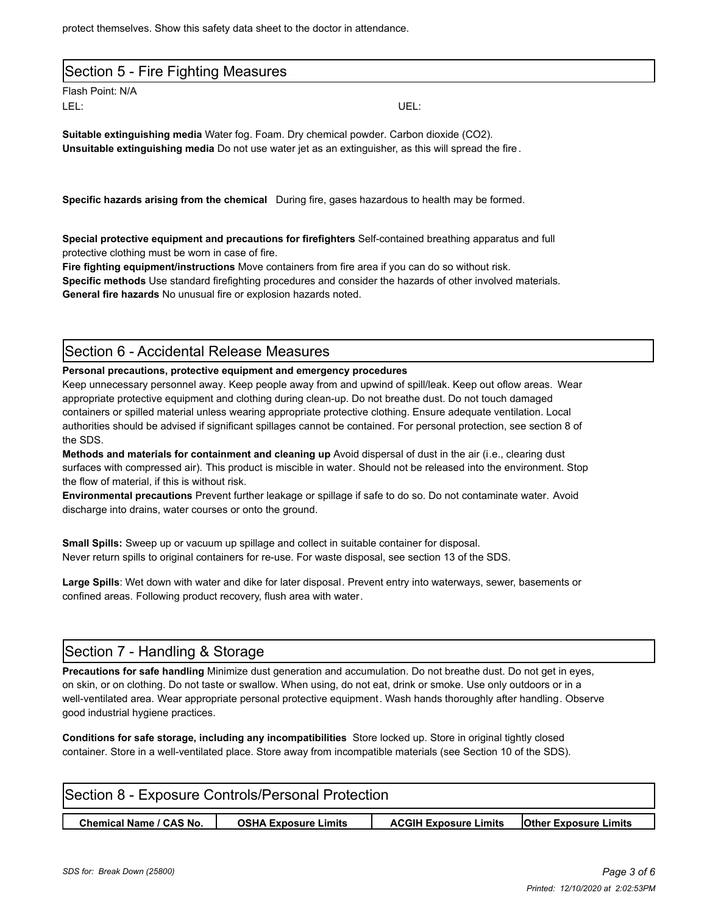protect themselves. Show this safety data sheet to the doctor in attendance.

## Section 5 - Fire Fighting Measures

Flash Point: N/A

LEL: UEL:

**Suitable extinguishing media** Water fog. Foam. Dry chemical powder. Carbon dioxide ($CO_2$).
**Unsuitable extinguishing media** Do not use water jet as an extinguisher, as this will spread the fire.

**Specific hazards arising from the chemical** During fire, gases hazardous to health may be formed.

**Special protective equipment and precautions for firefighters** Self-contained breathing apparatus and full protective clothing must be worn in case of fire.
**Fire fighting equipment/instructions** Move containers from fire area if you can do so without risk.
**Specific methods** Use standard firefighting procedures and consider the hazards of other involved materials.
**General fire hazards** No unusual fire or explosion hazards noted.

## Section 6 - Accidental Release Measures

**Personal precautions, protective equipment and emergency procedures**
Keep unnecessary personnel away. Keep people away from and upwind of spill/leak. Keep out oflow areas. Wear appropriate protective equipment and clothing during clean-up. Do not breathe dust. Do not touch damaged containers or spilled material unless wearing appropriate protective clothing. Ensure adequate ventilation. Local authorities should be advised if significant spillages cannot be contained. For personal protection, see section 8 of the SDS.
**Methods and materials for containment and cleaning up** Avoid dispersal of dust in the air (i.e., clearing dust surfaces with compressed air). This product is miscible in water. Should not be released into the environment. Stop the flow of material, if this is without risk.
**Environmental precautions** Prevent further leakage or spillage if safe to do so. Do not contaminate water. Avoid discharge into drains, water courses or onto the ground.

**Small Spills:** Sweep up or vacuum up spillage and collect in suitable container for disposal.
Never return spills to original containers for re-use. For waste disposal, see section 13 of the SDS.

**Large Spills**: Wet down with water and dike for later disposal. Prevent entry into waterways, sewer, basements or confined areas. Following product recovery, flush area with water.

## Section 7 - Handling & Storage

**Precautions for safe handling** Minimize dust generation and accumulation. Do not breathe dust. Do not get in eyes, on skin, or on clothing. Do not taste or swallow. When using, do not eat, drink or smoke. Use only outdoors or in a well-ventilated area. Wear appropriate personal protective equipment. Wash hands thoroughly after handling. Observe good industrial hygiene practices.

**Conditions for safe storage, including any incompatibilities** Store locked up. Store in original tightly closed container. Store in a well-ventilated place. Store away from incompatible materials (see Section 10 of the SDS).

## Section 8 - Exposure Controls/Personal Protection

| Chemical Name / CAS No. | OSHA Exposure Limits | ACGIH Exposure Limits | Other Exposure Limits |
|---|---|---|---|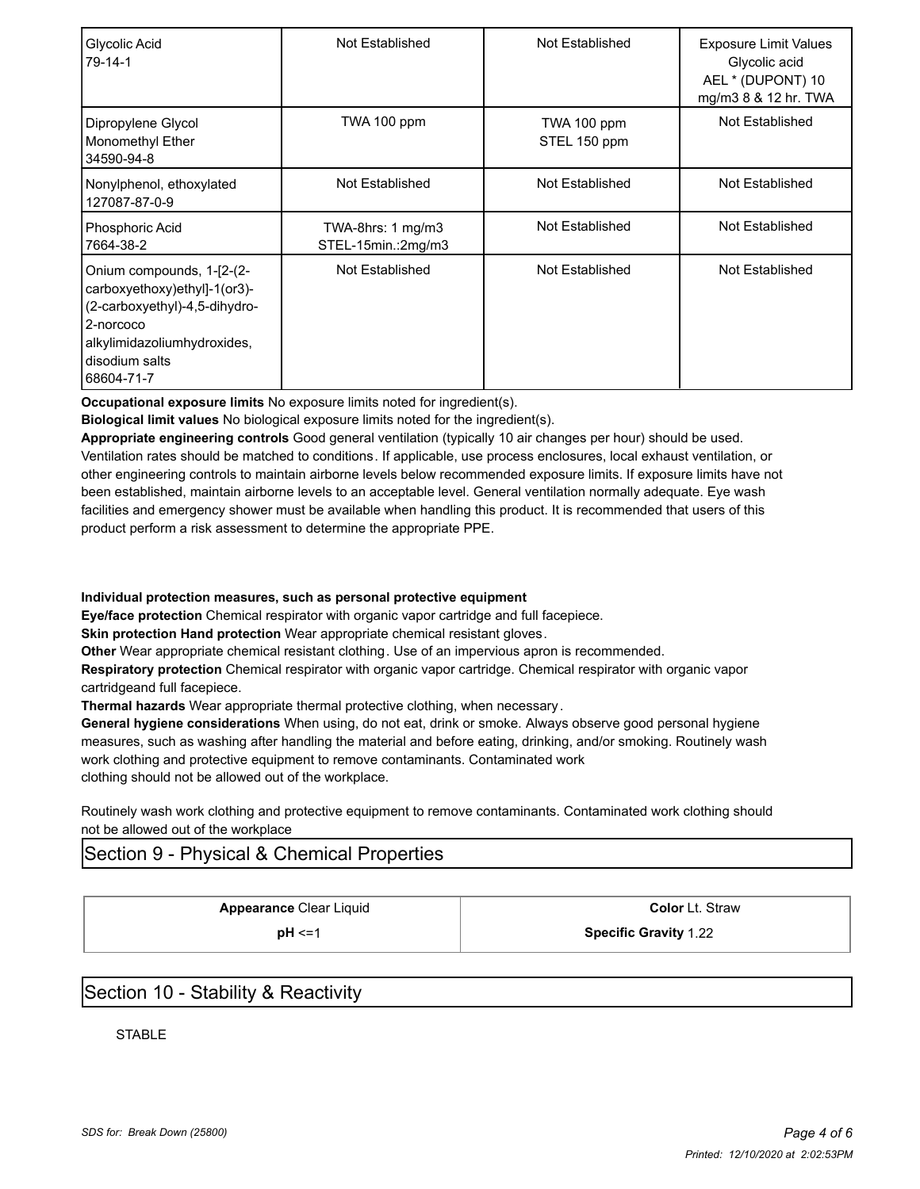| | | | |
|---|---|---|---|
| Glycolic Acid<br>79-14-1 | Not Established | Not Established | Exposure Limit Values<br>Glycolic acid<br>AEL * (DUPONT) 10 mg/m3 8 & 12 hr. TWA |
| Dipropylene Glycol Monomethyl Ether<br>34590-94-8 | TWA 100 ppm | TWA 100 ppm<br>STEL 150 ppm | Not Established |
| Nonylphenol, ethoxylated<br>127087-87-0-9 | Not Established | Not Established | Not Established |
| Phosphoric Acid<br>7664-38-2 | TWA-8hrs: 1 mg/m3<br>STEL-15min.:2mg/m3 | Not Established | Not Established |
| Onium compounds, 1-[2-(2-carboxyethoxy)ethyl]-1(or3)-(2-carboxyethyl)-4,5-dihydro-2-norcoco alkylimidazoliumhydroxides, disodium salts<br>68604-71-7 | Not Established | Not Established | Not Established |

**Occupational exposure limits** No exposure limits noted for ingredient(s).

**Biological limit values** No biological exposure limits noted for the ingredient(s).

**Appropriate engineering controls** Good general ventilation (typically 10 air changes per hour) should be used. Ventilation rates should be matched to conditions. If applicable, use process enclosures, local exhaust ventilation, or other engineering controls to maintain airborne levels below recommended exposure limits. If exposure limits have not been established, maintain airborne levels to an acceptable level. General ventilation normally adequate. Eye wash facilities and emergency shower must be available when handling this product. It is recommended that users of this product perform a risk assessment to determine the appropriate PPE.

**Individual protection measures, such as personal protective equipment**

**Eye/face protection** Chemical respirator with organic vapor cartridge and full facepiece.

**Skin protection Hand protection** Wear appropriate chemical resistant gloves.

**Other** Wear appropriate chemical resistant clothing. Use of an impervious apron is recommended.

**Respiratory protection** Chemical respirator with organic vapor cartridge. Chemical respirator with organic vapor cartridgeand full facepiece.

**Thermal hazards** Wear appropriate thermal protective clothing, when necessary.

**General hygiene considerations** When using, do not eat, drink or smoke. Always observe good personal hygiene measures, such as washing after handling the material and before eating, drinking, and/or smoking. Routinely wash work clothing and protective equipment to remove contaminants. Contaminated work clothing should not be allowed out of the workplace.

Routinely wash work clothing and protective equipment to remove contaminants. Contaminated work clothing should not be allowed out of the workplace

## Section 9 - Physical & Chemical Properties

| | |
|---|---|
| **Appearance** Clear Liquid | **Color** Lt. Straw |
| **pH** <=1 | **Specific Gravity** 1.22 |

## Section 10 - Stability & Reactivity

STABLE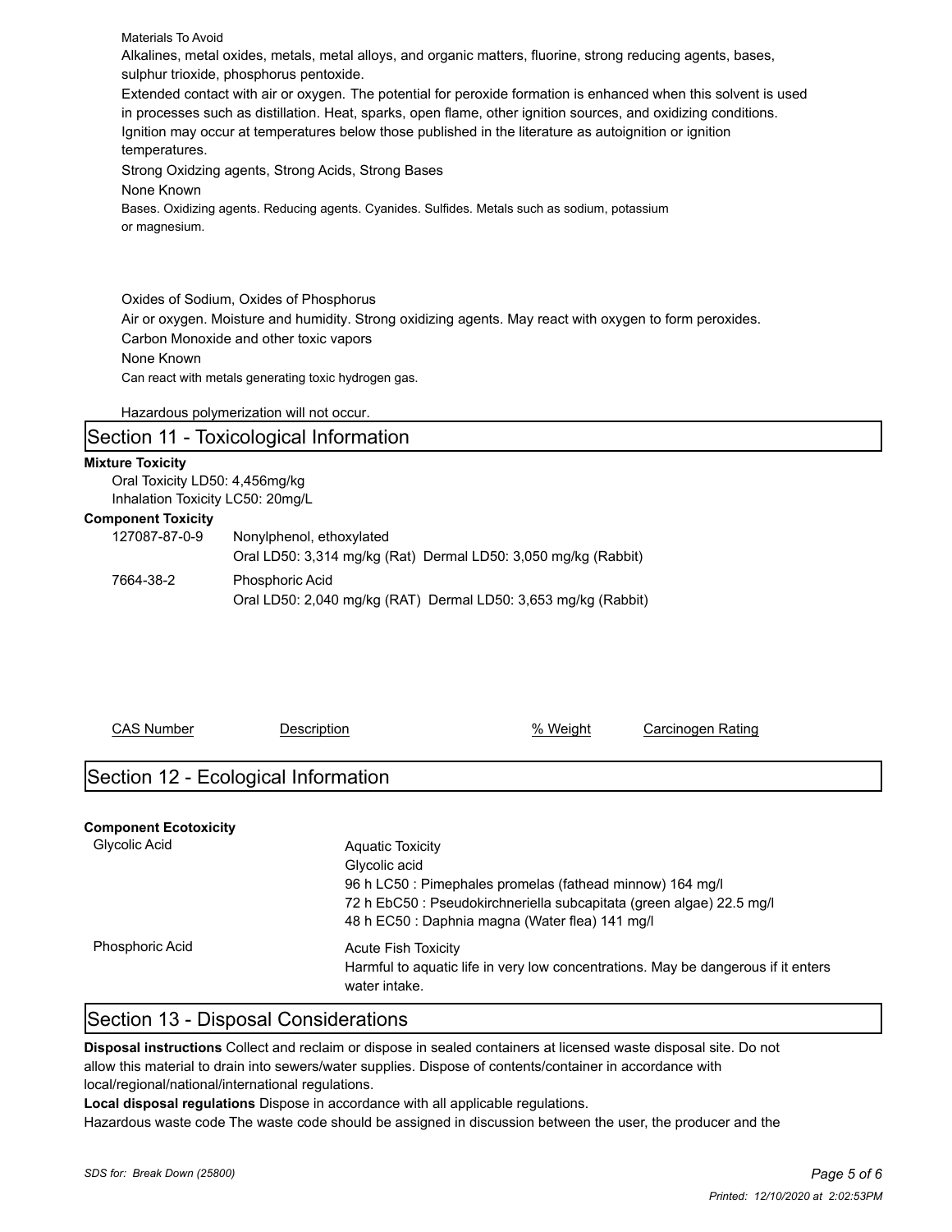Materials To Avoid

Alkalines, metal oxides, metals, metal alloys, and organic matters, fluorine, strong reducing agents, bases, sulphur trioxide, phosphorus pentoxide.

Extended contact with air or oxygen. The potential for peroxide formation is enhanced when this solvent is used in processes such as distillation. Heat, sparks, open flame, other ignition sources, and oxidizing conditions. Ignition may occur at temperatures below those published in the literature as autoignition or ignition temperatures.

Strong Oxidzing agents, Strong Acids, Strong Bases

None Known

Bases. Oxidizing agents. Reducing agents. Cyanides. Sulfides. Metals such as sodium, potassium or magnesium.

Oxides of Sodium, Oxides of Phosphorus

Air or oxygen. Moisture and humidity. Strong oxidizing agents. May react with oxygen to form peroxides.

Carbon Monoxide and other toxic vapors

None Known

Can react with metals generating toxic hydrogen gas.

Hazardous polymerization will not occur.

## Section 11 - Toxicological Information

**Mixture Toxicity**

Oral Toxicity LD50: 4,456mg/kg

Inhalation Toxicity LC50: 20mg/L

**Component Toxicity**

| | |
|---|---|
| 127087-87-0-9 | Nonylphenol, ethoxylated<br>Oral LD50: 3,314 mg/kg (Rat) Dermal LD50: 3,050 mg/kg (Rabbit) |
| 7664-38-2 | Phosphoric Acid<br>Oral LD50: 2,040 mg/kg (RAT) Dermal LD50: 3,653 mg/kg (Rabbit) |

| CAS Number | Description | % Weight | Carcinogen Rating |
|---|---|---|---|

## Section 12 - Ecological Information

**Component Ecotoxicity**

| | |
|---|---|
| Glycolic Acid | Aquatic Toxicity<br>Glycolic acid<br>96 h LC50 : Pimephales promelas (fathead minnow) 164 mg/l<br>72 h EbC50 : Pseudokirchneriella subcapitata (green algae) 22.5 mg/l<br>48 h EC50 : Daphnia magna (Water flea) 141 mg/l |
| Phosphoric Acid | Acute Fish Toxicity<br>Harmful to aquatic life in very low concentrations. May be dangerous if it enters water intake. |

## Section 13 - Disposal Considerations

**Disposal instructions** Collect and reclaim or dispose in sealed containers at licensed waste disposal site. Do not allow this material to drain into sewers/water supplies. Dispose of contents/container in accordance with local/regional/national/international regulations.

**Local disposal regulations** Dispose in accordance with all applicable regulations.

Hazardous waste code The waste code should be assigned in discussion between the user, the producer and the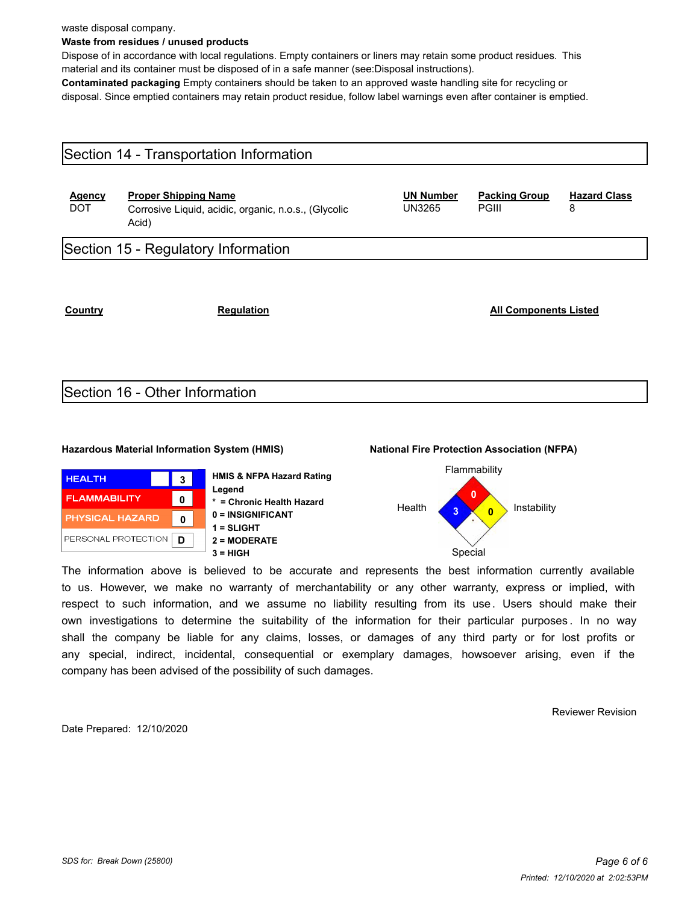waste disposal company.

**Waste from residues / unused products**

Dispose of in accordance with local regulations. Empty containers or liners may retain some product residues. This material and its container must be disposed of in a safe manner (see:Disposal instructions).

**Contaminated packaging** Empty containers should be taken to an approved waste handling site for recycling or disposal. Since emptied containers may retain product residue, follow label warnings even after container is emptied.

## Section 14 - Transportation Information

| Agency | Proper Shipping Name | UN Number | Packing Group | Hazard Class |
|---|---|---|---|---|
| DOT | Corrosive Liquid, acidic, organic, n.o.s., (Glycolic Acid) | UN3265 | PGIII | 8 |

## Section 15 - Regulatory Information

| Country | Regulation | All Components Listed |
|---|---|---|

## Section 16 - Other Information

**Hazardous Material Information System (HMIS)**

| | |
|---|---|
| HEALTH | 3 |
| FLAMMABILITY | 0 |
| PHYSICAL HAZARD | 0 |
| PERSONAL PROTECTION | D |

**HMIS & NFPA Hazard Rating Legend**

**\* = Chronic Health Hazard**
**0 = INSIGNIFICANT**
**1 = SLIGHT**
**2 = MODERATE**
**3 = HIGH**

**National Fire Protection Association (NFPA)**

Flammability 0
Health 3
Instability 0
Special

The information above is believed to be accurate and represents the best information currently available to us. However, we make no warranty of merchantability or any other warranty, express or implied, with respect to such information, and we assume no liability resulting from its use. Users should make their own investigations to determine the suitability of the information for their particular purposes. In no way shall the company be liable for any claims, losses, or damages of any third party or for lost profits or any special, indirect, incidental, consequential or exemplary damages, howsoever arising, even if the company has been advised of the possibility of such damages.

Reviewer Revision

Date Prepared: 12/10/2020

*SDS for: Break Down (25800)*

*Printed: 12/10/2020 at 2:02:53PM*